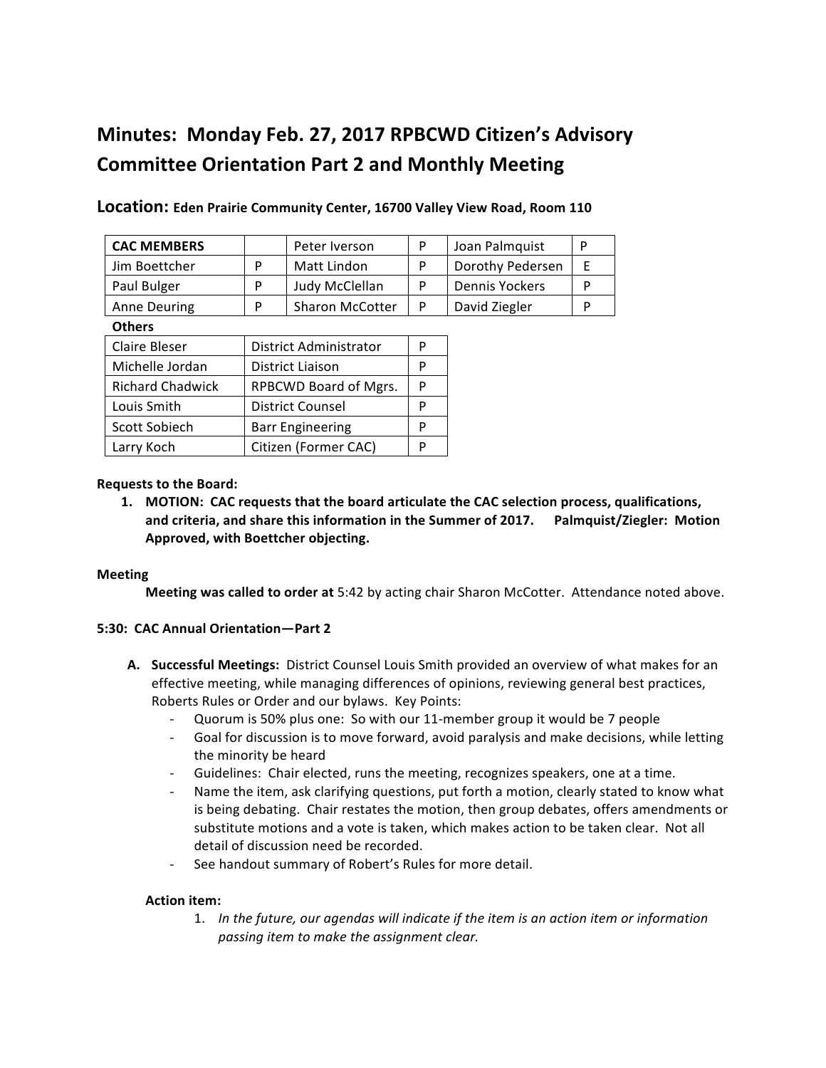# Minutes: Monday Feb. 27, 2017 RPBCWD Citizen's Advisory Committee Orientation Part 2 and Monthly Meeting

## Location: Eden Prairie Community Center, 16700 Valley View Road, Room 110

| CAC MEMBERS | | Peter Iverson | P | Joan Palmquist | P |
|---|---|---|---|---|---|
| Jim Boettcher | P | Matt Lindon | P | Dorothy Pedersen | E |
| Paul Bulger | P | Judy McClellan | P | Dennis Yockers | P |
| Anne Deuring | P | Sharon McCotter | P | David Ziegler | P |

**Others**

| Claire Bleser | District Administrator | P |
|---|---|---|
| Michelle Jordan | District Liaison | P |
| Richard Chadwick | RPBCWD Board of Mgrs. | P |
| Louis Smith | District Counsel | P |
| Scott Sobiech | Barr Engineering | P |
| Larry Koch | Citizen (Former CAC) | P |

**Requests to the Board:**

1. **MOTION: CAC requests that the board articulate the CAC selection process, qualifications, and criteria, and share this information in the Summer of 2017. Palmquist/Ziegler: Motion Approved, with Boettcher objecting.**

**Meeting**

**Meeting was called to order at** 5:42 by acting chair Sharon McCotter. Attendance noted above.

**5:30: CAC Annual Orientation—Part 2**

A. **Successful Meetings:** District Counsel Louis Smith provided an overview of what makes for an effective meeting, while managing differences of opinions, reviewing general best practices, Roberts Rules or Order and our bylaws. Key Points:
   - Quorum is 50% plus one: So with our 11-member group it would be 7 people
   - Goal for discussion is to move forward, avoid paralysis and make decisions, while letting the minority be heard
   - Guidelines: Chair elected, runs the meeting, recognizes speakers, one at a time.
   - Name the item, ask clarifying questions, put forth a motion, clearly stated to know what is being debating. Chair restates the motion, then group debates, offers amendments or substitute motions and a vote is taken, which makes action to be taken clear. Not all detail of discussion need be recorded.
   - See handout summary of Robert's Rules for more detail.

   **Action item:**

   1. *In the future, our agendas will indicate if the item is an action item or information passing item to make the assignment clear.*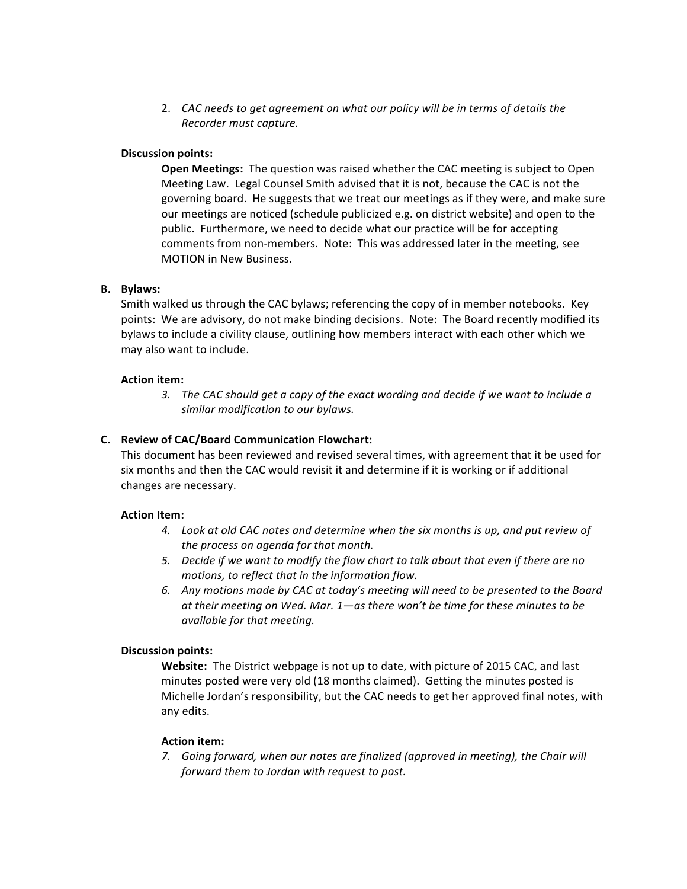2. *CAC needs to get agreement on what our policy will be in terms of details the Recorder must capture.*

**Discussion points:**

**Open Meetings:** The question was raised whether the CAC meeting is subject to Open Meeting Law. Legal Counsel Smith advised that it is not, because the CAC is not the governing board. He suggests that we treat our meetings as if they were, and make sure our meetings are noticed (schedule publicized e.g. on district website) and open to the public. Furthermore, we need to decide what our practice will be for accepting comments from non-members. Note: This was addressed later in the meeting, see MOTION in New Business.

**B. Bylaws:**

Smith walked us through the CAC bylaws; referencing the copy of in member notebooks. Key points: We are advisory, do not make binding decisions. Note: The Board recently modified its bylaws to include a civility clause, outlining how members interact with each other which we may also want to include.

**Action item:**

3. *The CAC should get a copy of the exact wording and decide if we want to include a similar modification to our bylaws.*

**C. Review of CAC/Board Communication Flowchart:**

This document has been reviewed and revised several times, with agreement that it be used for six months and then the CAC would revisit it and determine if it is working or if additional changes are necessary.

**Action Item:**

4. *Look at old CAC notes and determine when the six months is up, and put review of the process on agenda for that month.*
5. *Decide if we want to modify the flow chart to talk about that even if there are no motions, to reflect that in the information flow.*
6. *Any motions made by CAC at today's meeting will need to be presented to the Board at their meeting on Wed. Mar. 1—as there won't be time for these minutes to be available for that meeting.*

**Discussion points:**

**Website:** The District webpage is not up to date, with picture of 2015 CAC, and last minutes posted were very old (18 months claimed). Getting the minutes posted is Michelle Jordan's responsibility, but the CAC needs to get her approved final notes, with any edits.

**Action item:**

7. *Going forward, when our notes are finalized (approved in meeting), the Chair will forward them to Jordan with request to post.*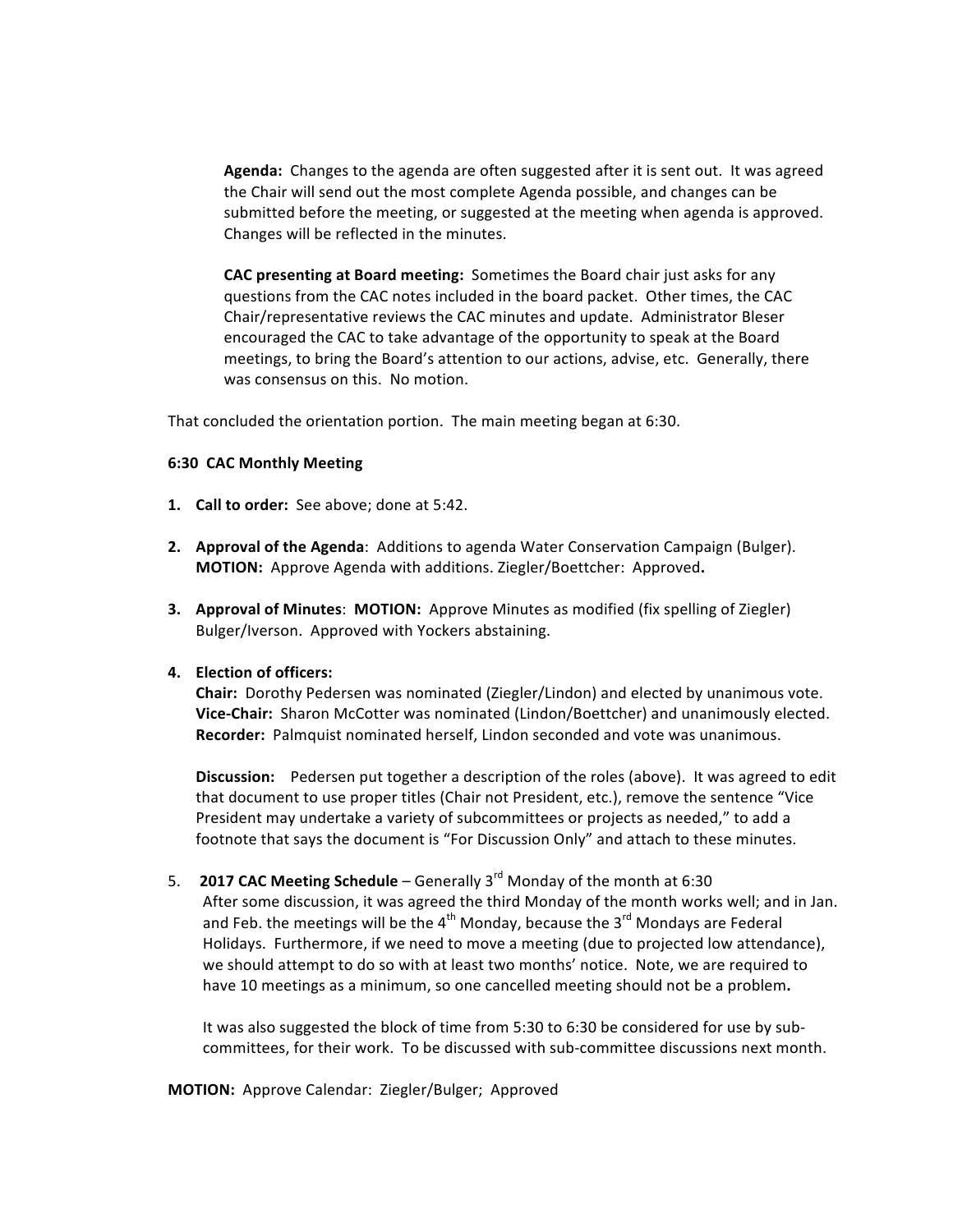**Agenda:** Changes to the agenda are often suggested after it is sent out. It was agreed the Chair will send out the most complete Agenda possible, and changes can be submitted before the meeting, or suggested at the meeting when agenda is approved. Changes will be reflected in the minutes.

**CAC presenting at Board meeting:** Sometimes the Board chair just asks for any questions from the CAC notes included in the board packet. Other times, the CAC Chair/representative reviews the CAC minutes and update. Administrator Bleser encouraged the CAC to take advantage of the opportunity to speak at the Board meetings, to bring the Board's attention to our actions, advise, etc. Generally, there was consensus on this. No motion.

That concluded the orientation portion. The main meeting began at 6:30.

**6:30 CAC Monthly Meeting**

1. **Call to order:** See above; done at 5:42.

2. **Approval of the Agenda**: Additions to agenda Water Conservation Campaign (Bulger). **MOTION:** Approve Agenda with additions. Ziegler/Boettcher: Approved**.**

3. **Approval of Minutes**: **MOTION:** Approve Minutes as modified (fix spelling of Ziegler) Bulger/Iverson. Approved with Yockers abstaining.

4. **Election of officers:**
   **Chair:** Dorothy Pedersen was nominated (Ziegler/Lindon) and elected by unanimous vote.
   **Vice-Chair:** Sharon McCotter was nominated (Lindon/Boettcher) and unanimously elected.
   **Recorder:** Palmquist nominated herself, Lindon seconded and vote was unanimous.

   **Discussion:** Pedersen put together a description of the roles (above). It was agreed to edit that document to use proper titles (Chair not President, etc.), remove the sentence "Vice President may undertake a variety of subcommittees or projects as needed," to add a footnote that says the document is "For Discussion Only" and attach to these minutes.

5. **2017 CAC Meeting Schedule** – Generally 3rd Monday of the month at 6:30
   After some discussion, it was agreed the third Monday of the month works well; and in Jan. and Feb. the meetings will be the 4th Monday, because the 3rd Mondays are Federal Holidays. Furthermore, if we need to move a meeting (due to projected low attendance), we should attempt to do so with at least two months' notice. Note, we are required to have 10 meetings as a minimum, so one cancelled meeting should not be a problem**.**

   It was also suggested the block of time from 5:30 to 6:30 be considered for use by sub-committees, for their work. To be discussed with sub-committee discussions next month.

**MOTION:** Approve Calendar: Ziegler/Bulger; Approved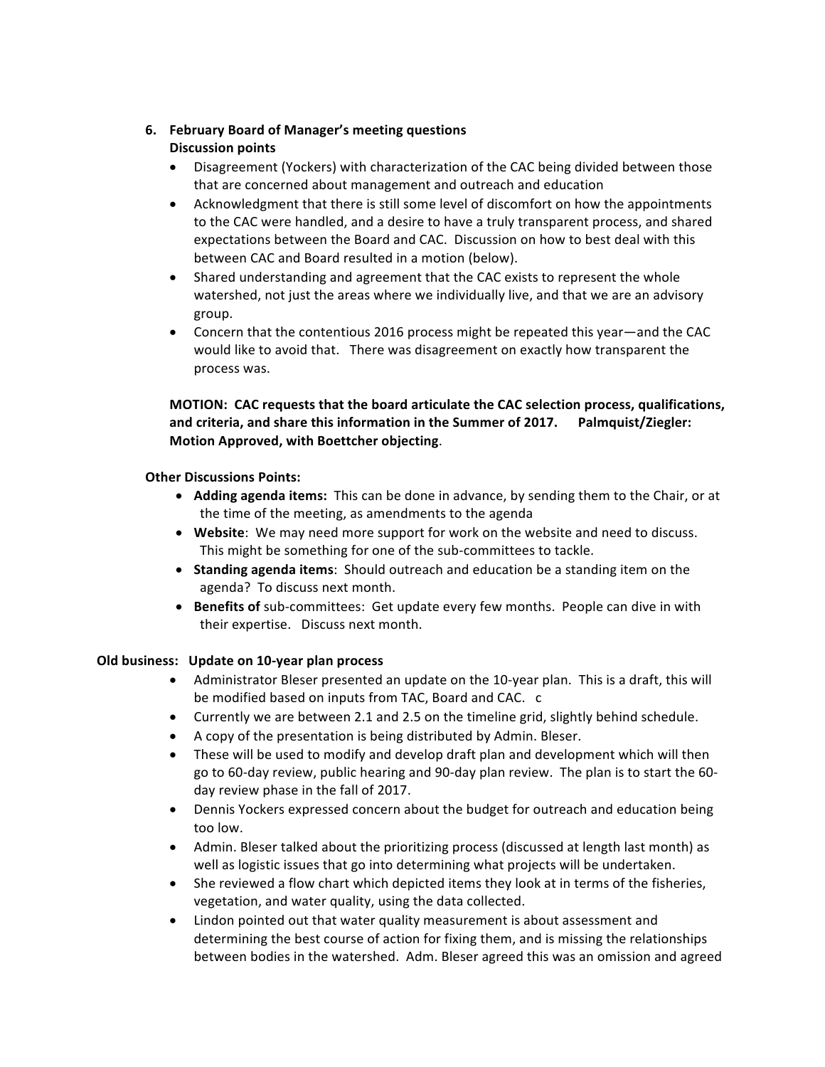6. **February Board of Manager's meeting questions**
   **Discussion points**
   - Disagreement (Yockers) with characterization of the CAC being divided between those that are concerned about management and outreach and education
   - Acknowledgment that there is still some level of discomfort on how the appointments to the CAC were handled, and a desire to have a truly transparent process, and shared expectations between the Board and CAC. Discussion on how to best deal with this between CAC and Board resulted in a motion (below).
   - Shared understanding and agreement that the CAC exists to represent the whole watershed, not just the areas where we individually live, and that we are an advisory group.
   - Concern that the contentious 2016 process might be repeated this year—and the CAC would like to avoid that. There was disagreement on exactly how transparent the process was.

   **MOTION: CAC requests that the board articulate the CAC selection process, qualifications, and criteria, and share this information in the Summer of 2017. Palmquist/Ziegler: Motion Approved, with Boettcher objecting**.

   **Other Discussions Points:**
   - **Adding agenda items:** This can be done in advance, by sending them to the Chair, or at the time of the meeting, as amendments to the agenda
   - **Website**: We may need more support for work on the website and need to discuss. This might be something for one of the sub-committees to tackle.
   - **Standing agenda items**: Should outreach and education be a standing item on the agenda? To discuss next month.
   - **Benefits of** sub-committees: Get update every few months. People can dive in with their expertise. Discuss next month.

**Old business: Update on 10-year plan process**

- Administrator Bleser presented an update on the 10-year plan. This is a draft, this will be modified based on inputs from TAC, Board and CAC. c
- Currently we are between 2.1 and 2.5 on the timeline grid, slightly behind schedule.
- A copy of the presentation is being distributed by Admin. Bleser.
- These will be used to modify and develop draft plan and development which will then go to 60-day review, public hearing and 90-day plan review. The plan is to start the 60-day review phase in the fall of 2017.
- Dennis Yockers expressed concern about the budget for outreach and education being too low.
- Admin. Bleser talked about the prioritizing process (discussed at length last month) as well as logistic issues that go into determining what projects will be undertaken.
- She reviewed a flow chart which depicted items they look at in terms of the fisheries, vegetation, and water quality, using the data collected.
- Lindon pointed out that water quality measurement is about assessment and determining the best course of action for fixing them, and is missing the relationships between bodies in the watershed. Adm. Bleser agreed this was an omission and agreed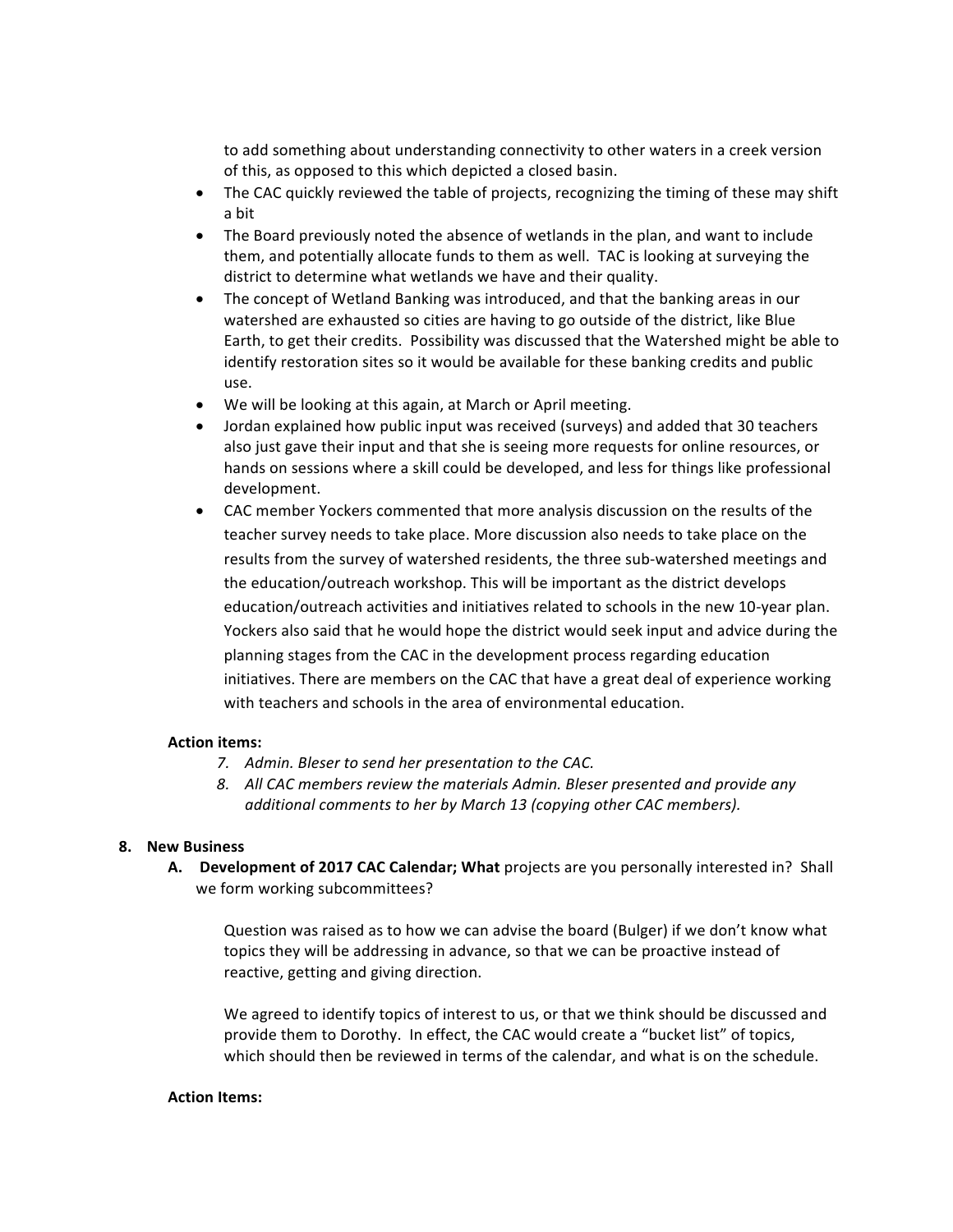to add something about understanding connectivity to other waters in a creek version of this, as opposed to this which depicted a closed basin.

- The CAC quickly reviewed the table of projects, recognizing the timing of these may shift a bit
- The Board previously noted the absence of wetlands in the plan, and want to include them, and potentially allocate funds to them as well. TAC is looking at surveying the district to determine what wetlands we have and their quality.
- The concept of Wetland Banking was introduced, and that the banking areas in our watershed are exhausted so cities are having to go outside of the district, like Blue Earth, to get their credits. Possibility was discussed that the Watershed might be able to identify restoration sites so it would be available for these banking credits and public use.
- We will be looking at this again, at March or April meeting.
- Jordan explained how public input was received (surveys) and added that 30 teachers also just gave their input and that she is seeing more requests for online resources, or hands on sessions where a skill could be developed, and less for things like professional development.
- CAC member Yockers commented that more analysis discussion on the results of the teacher survey needs to take place. More discussion also needs to take place on the results from the survey of watershed residents, the three sub-watershed meetings and the education/outreach workshop. This will be important as the district develops education/outreach activities and initiatives related to schools in the new 10-year plan. Yockers also said that he would hope the district would seek input and advice during the planning stages from the CAC in the development process regarding education initiatives. There are members on the CAC that have a great deal of experience working with teachers and schools in the area of environmental education.

**Action items:**

7. *Admin. Bleser to send her presentation to the CAC.*
8. *All CAC members review the materials Admin. Bleser presented and provide any additional comments to her by March 13 (copying other CAC members).*

**8. New Business**

**A. Development of 2017 CAC Calendar; What** projects are you personally interested in? Shall we form working subcommittees?

Question was raised as to how we can advise the board (Bulger) if we don't know what topics they will be addressing in advance, so that we can be proactive instead of reactive, getting and giving direction.

We agreed to identify topics of interest to us, or that we think should be discussed and provide them to Dorothy. In effect, the CAC would create a "bucket list" of topics, which should then be reviewed in terms of the calendar, and what is on the schedule.

**Action Items:**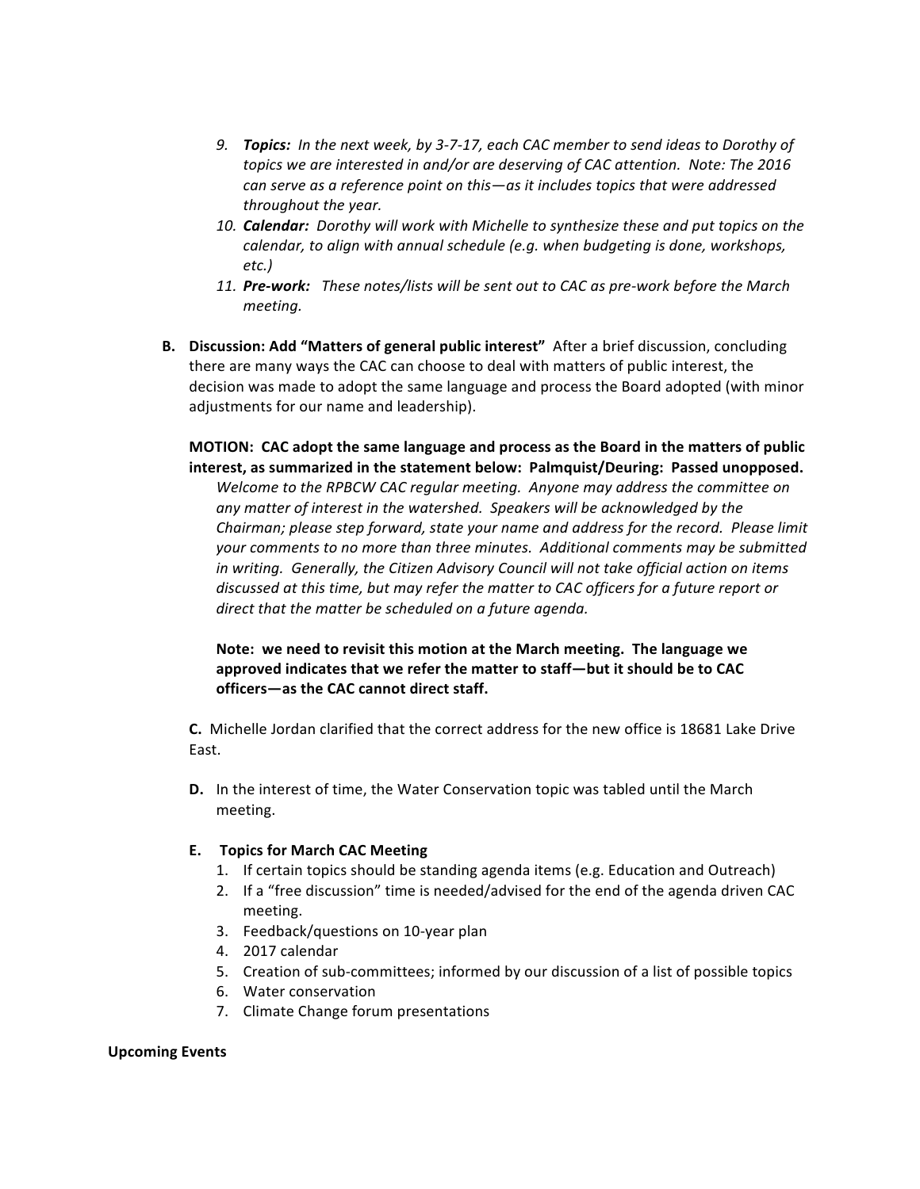9. ***Topics:*** *In the next week, by 3-7-17, each CAC member to send ideas to Dorothy of topics we are interested in and/or are deserving of CAC attention. Note: The 2016 can serve as a reference point on this—as it includes topics that were addressed throughout the year.*
10. ***Calendar:*** *Dorothy will work with Michelle to synthesize these and put topics on the calendar, to align with annual schedule (e.g. when budgeting is done, workshops, etc.)*
11. ***Pre-work:*** *These notes/lists will be sent out to CAC as pre-work before the March meeting.*

**B. Discussion: Add "Matters of general public interest"** After a brief discussion, concluding there are many ways the CAC can choose to deal with matters of public interest, the decision was made to adopt the same language and process the Board adopted (with minor adjustments for our name and leadership).

**MOTION: CAC adopt the same language and process as the Board in the matters of public interest, as summarized in the statement below: Palmquist/Deuring: Passed unopposed.**

*Welcome to the RPBCW CAC regular meeting. Anyone may address the committee on any matter of interest in the watershed. Speakers will be acknowledged by the Chairman; please step forward, state your name and address for the record. Please limit your comments to no more than three minutes. Additional comments may be submitted in writing. Generally, the Citizen Advisory Council will not take official action on items discussed at this time, but may refer the matter to CAC officers for a future report or direct that the matter be scheduled on a future agenda.*

**Note: we need to revisit this motion at the March meeting. The language we approved indicates that we refer the matter to staff—but it should be to CAC officers—as the CAC cannot direct staff.**

**C.** Michelle Jordan clarified that the correct address for the new office is 18681 Lake Drive East.

**D.** In the interest of time, the Water Conservation topic was tabled until the March meeting.

**E. Topics for March CAC Meeting**

1. If certain topics should be standing agenda items (e.g. Education and Outreach)
2. If a "free discussion" time is needed/advised for the end of the agenda driven CAC meeting.
3. Feedback/questions on 10-year plan
4. 2017 calendar
5. Creation of sub-committees; informed by our discussion of a list of possible topics
6. Water conservation
7. Climate Change forum presentations

**Upcoming Events**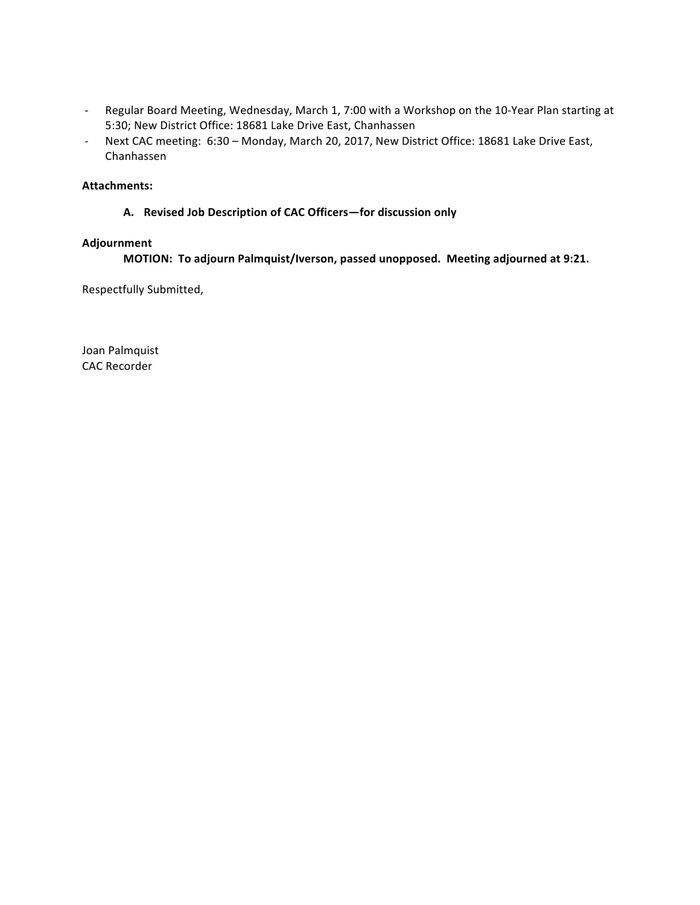- Regular Board Meeting, Wednesday, March 1, 7:00 with a Workshop on the 10-Year Plan starting at 5:30; New District Office: 18681 Lake Drive East, Chanhassen
- Next CAC meeting: 6:30 – Monday, March 20, 2017, New District Office: 18681 Lake Drive East, Chanhassen

**Attachments:**

**A. Revised Job Description of CAC Officers—for discussion only**

**Adjournment**

**MOTION: To adjourn Palmquist/Iverson, passed unopposed. Meeting adjourned at 9:21.**

Respectfully Submitted,

Joan Palmquist
CAC Recorder